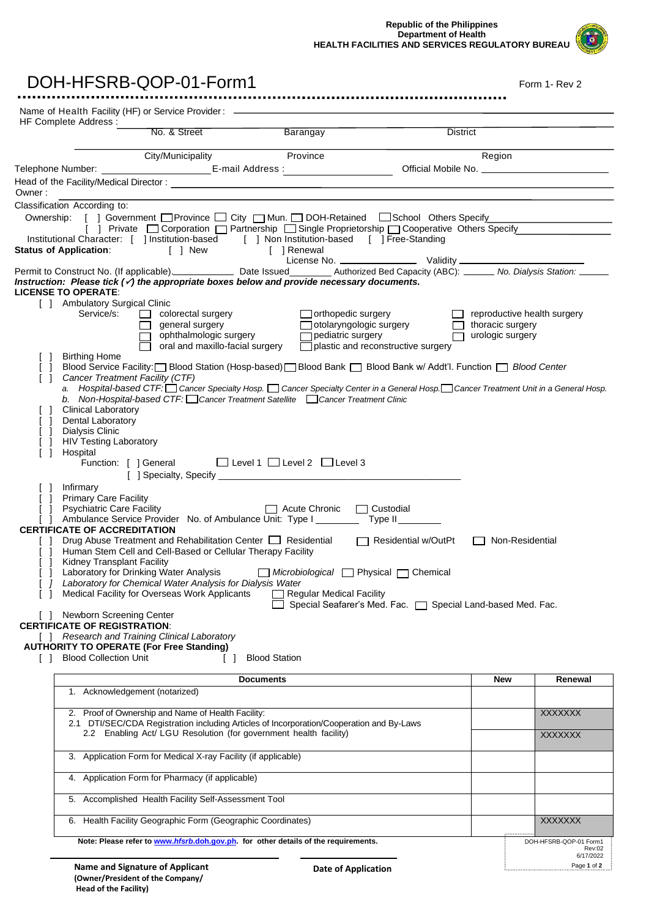Republic of the Philippines
Department of Health
HEALTH FACILITIES AND SERVICES REGULATORY BUREAU

# DOH-HFSRB-QOP-01-Form1

Form 1- Rev 2

Name of Health Facility (HF) or Service Provider: ______________________________

HF Complete Address: ______________________________

No. & Street | Barangay | District

City/Municipality | Province | Region

Telephone Number: ____________ E-mail Address: ____________ Official Mobile No. ____________

Head of the Facility/Medical Director: ______________________________

Owner: ______________________________

Classification According to:

Ownership: [ ] Government [ ] Province [ ] City [ ] Mun. [ ] DOH-Retained [ ] School Others Specify____________

[ ] Private [ ] Corporation [ ] Partnership [ ] Single Proprietorship [ ] Cooperative Others Specify____________

Institutional Character: [ ] Institution-based [ ] Non Institution-based [ ] Free-Standing

**Status of Application**: [ ] New [ ] Renewal

License No. ____________ Validity ____________

Permit to Construct No. (If applicable)____________ Date Issued________ Authorized Bed Capacity (ABC): ______ *No. Dialysis Station:* ______

***Instruction: Please tick (✓) the appropriate boxes below and provide necessary documents.***

**LICENSE TO OPERATE**:

- [ ] Ambulatory Surgical Clinic
  - Service/s: [ ] colorectal surgery [ ] general surgery [ ] ophthalmologic surgery [ ] oral and maxillo-facial surgery [ ] orthopedic surgery [ ] otolaryngologic surgery [ ] pediatric surgery [ ] plastic and reconstructive surgery [ ] reproductive health surgery [ ] thoracic surgery [ ] urologic surgery
- [ ] Birthing Home
- [ ] Blood Service Facility: [ ] Blood Station (Hosp-based) [ ] Blood Bank [ ] Blood Bank w/ Addt'l. Function [ ] *Blood Center*
- [ ] *Cancer Treatment Facility (CTF)*
  - a. *Hospital-based CTF:* [ ] *Cancer Specialty Hosp.* [ ] *Cancer Specialty Center in a General Hosp.* [ ] *Cancer Treatment Unit in a General Hosp.*
  - b. *Non-Hospital-based CTF:* [ ] *Cancer Treatment Satellite* [ ] *Cancer Treatment Clinic*
- [ ] Clinical Laboratory
- [ ] Dental Laboratory
- [ ] Dialysis Clinic
- [ ] HIV Testing Laboratory
- [ ] Hospital
  - Function: [ ] General [ ] Level 1 [ ] Level 2 [ ] Level 3
  - [ ] Specialty, Specify ______________________________
- [ ] Infirmary
- [ ] Primary Care Facility
- [ ] Psychiatric Care Facility [ ] Acute Chronic [ ] Custodial
- [ ] Ambulance Service Provider No. of Ambulance Unit: Type I ________ Type II________

**CERTIFICATE OF ACCREDITATION**

- [ ] Drug Abuse Treatment and Rehabilitation Center [ ] Residential [ ] Residential w/OutPt [ ] Non-Residential
- [ ] Human Stem Cell and Cell-Based or Cellular Therapy Facility
- [ ] Kidney Transplant Facility
- [ ] Laboratory for Drinking Water Analysis [ ] *Microbiological* [ ] Physical [ ] Chemical
- [ ] *Laboratory for Chemical Water Analysis for Dialysis Water*
- [ ] Medical Facility for Overseas Work Applicants [ ] Regular Medical Facility [ ] Special Seafarer's Med. Fac. [ ] Special Land-based Med. Fac.
- [ ] Newborn Screening Center

**CERTIFICATE OF REGISTRATION**:

- [ ] *Research and Training Clinical Laboratory*

**AUTHORITY TO OPERATE (For Free Standing)**

- [ ] Blood Collection Unit [ ] Blood Station

| Documents | New | Renewal |
|---|---|---|
| 1. Acknowledgement (notarized) | | |
| 2. Proof of Ownership and Name of Health Facility:<br>2.1 DTI/SEC/CDA Registration including Articles of Incorporation/Cooperation and By-Laws | | XXXXXXX |
| 2.2 Enabling Act/ LGU Resolution (for government health facility) | | XXXXXXX |
| 3. Application Form for Medical X-ray Facility (if applicable) | | |
| 4. Application Form for Pharmacy (if applicable) | | |
| 5. Accomplished Health Facility Self-Assessment Tool | | |
| 6. Health Facility Geographic Form (Geographic Coordinates) | | XXXXXXX |

**Note: Please refer to www.hfsrb.doh.gov.ph. for other details of the requirements.**

DOH-HFSRB-QOP-01 Form1
Rev:02
6/17/2022

**Name and Signature of Applicant**
**(Owner/President of the Company/**
**Head of the Facility)**

**Date of Application**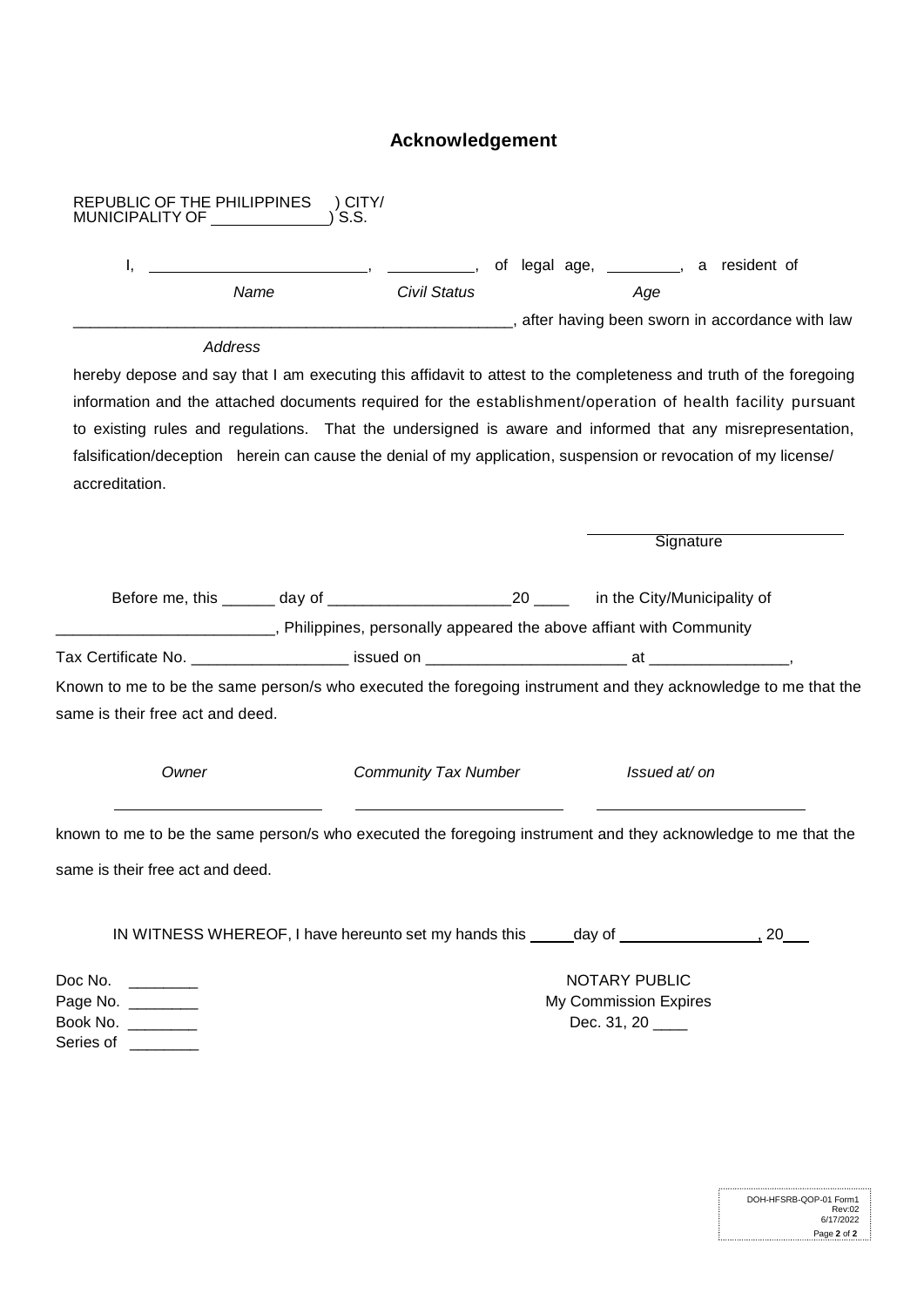## Acknowledgement

REPUBLIC OF THE PHILIPPINES ) CITY/
MUNICIPALITY OF ______________) S.S.

I, ___________________________, __________, of legal age, _________, a resident of

*Name* *Civil Status* *Age*

____________________________________________________, after having been sworn in accordance with law

*Address*

hereby depose and say that I am executing this affidavit to attest to the completeness and truth of the foregoing information and the attached documents required for the establishment/operation of health facility pursuant to existing rules and regulations. That the undersigned is aware and informed that any misrepresentation, falsification/deception herein can cause the denial of my application, suspension or revocation of my license/ accreditation.

_______________________________
Signature

Before me, this ______ day of _____________________20 ____ in the City/Municipality of _________________________, Philippines, personally appeared the above affiant with Community Tax Certificate No. __________________ issued on _______________________ at ________________, Known to me to be the same person/s who executed the foregoing instrument and they acknowledge to me that the same is their free act and deed.

| *Owner* | *Community Tax Number* | *Issued at/ on* |
| --- | --- | --- |
| _________________________ | _________________________ | _________________________ |

known to me to be the same person/s who executed the foregoing instrument and they acknowledge to me that the same is their free act and deed.

IN WITNESS WHEREOF, I have hereunto set my hands this _____day of _________________, 20___

Doc No. ________
Page No. ________
Book No. ________
Series of ________

NOTARY PUBLIC
My Commission Expires
Dec. 31, 20 ____

DOH-HFSRB-QOP-01 Form1
Rev:02
6/17/2022